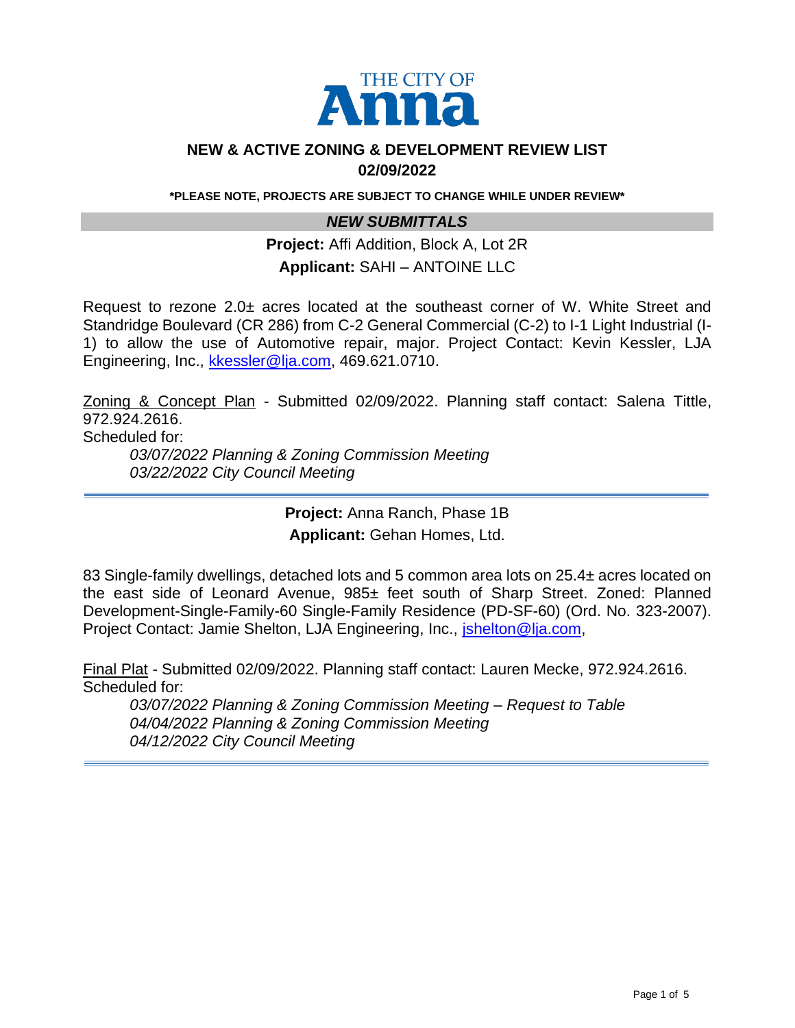THE CITY OF **Anna**

# NEW & ACTIVE ZONING & DEVELOPMENT REVIEW LIST

## 02/09/2022

**\*PLEASE NOTE, PROJECTS ARE SUBJECT TO CHANGE WHILE UNDER REVIEW\***

## *NEW SUBMITTALS*

**Project:** Affi Addition, Block A, Lot 2R

**Applicant:** SAHI – ANTOINE LLC

Request to rezone 2.0± acres located at the southeast corner of W. White Street and Standridge Boulevard (CR 286) from C-2 General Commercial (C-2) to I-1 Light Industrial (I-1) to allow the use of Automotive repair, major. Project Contact: Kevin Kessler, LJA Engineering, Inc., kkessler@lja.com, 469.621.0710.

Zoning & Concept Plan - Submitted 02/09/2022. Planning staff contact: Salena Tittle, 972.924.2616.
Scheduled for:

*03/07/2022 Planning & Zoning Commission Meeting*
*03/22/2022 City Council Meeting*

---

**Project:** Anna Ranch, Phase 1B

**Applicant:** Gehan Homes, Ltd.

83 Single-family dwellings, detached lots and 5 common area lots on 25.4± acres located on the east side of Leonard Avenue, 985± feet south of Sharp Street. Zoned: Planned Development-Single-Family-60 Single-Family Residence (PD-SF-60) (Ord. No. 323-2007). Project Contact: Jamie Shelton, LJA Engineering, Inc., jshelton@lja.com,

Final Plat - Submitted 02/09/2022. Planning staff contact: Lauren Mecke, 972.924.2616.
Scheduled for:

*03/07/2022 Planning & Zoning Commission Meeting – Request to Table*
*04/04/2022 Planning & Zoning Commission Meeting*
*04/12/2022 City Council Meeting*

---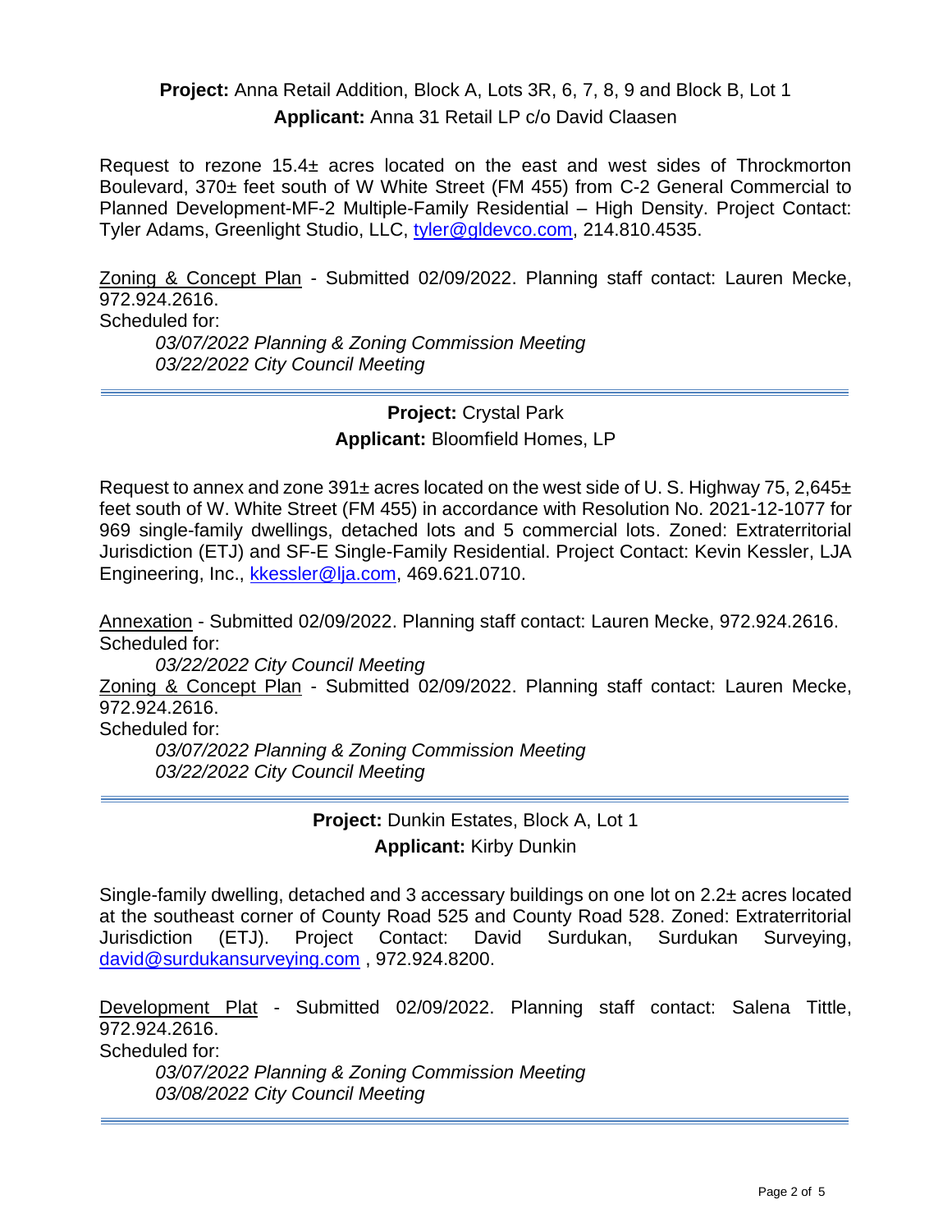**Project:** Anna Retail Addition, Block A, Lots 3R, 6, 7, 8, 9 and Block B, Lot 1
**Applicant:** Anna 31 Retail LP c/o David Claasen

Request to rezone 15.4± acres located on the east and west sides of Throckmorton Boulevard, 370± feet south of W White Street (FM 455) from C-2 General Commercial to Planned Development-MF-2 Multiple-Family Residential – High Density. Project Contact: Tyler Adams, Greenlight Studio, LLC, tyler@gldevco.com, 214.810.4535.

Zoning & Concept Plan - Submitted 02/09/2022. Planning staff contact: Lauren Mecke, 972.924.2616.
Scheduled for:
*03/07/2022 Planning & Zoning Commission Meeting*
*03/22/2022 City Council Meeting*

---

**Project:** Crystal Park
**Applicant:** Bloomfield Homes, LP

Request to annex and zone 391± acres located on the west side of U. S. Highway 75, 2,645± feet south of W. White Street (FM 455) in accordance with Resolution No. 2021-12-1077 for 969 single-family dwellings, detached lots and 5 commercial lots. Zoned: Extraterritorial Jurisdiction (ETJ) and SF-E Single-Family Residential. Project Contact: Kevin Kessler, LJA Engineering, Inc., kkessler@lja.com, 469.621.0710.

Annexation - Submitted 02/09/2022. Planning staff contact: Lauren Mecke, 972.924.2616.
Scheduled for:
*03/22/2022 City Council Meeting*
Zoning & Concept Plan - Submitted 02/09/2022. Planning staff contact: Lauren Mecke, 972.924.2616.
Scheduled for:
*03/07/2022 Planning & Zoning Commission Meeting*
*03/22/2022 City Council Meeting*

---

**Project:** Dunkin Estates, Block A, Lot 1
**Applicant:** Kirby Dunkin

Single-family dwelling, detached and 3 accessary buildings on one lot on 2.2± acres located at the southeast corner of County Road 525 and County Road 528. Zoned: Extraterritorial Jurisdiction (ETJ). Project Contact: David Surdukan, Surdukan Surveying, david@surdukansurveying.com , 972.924.8200.

Development Plat - Submitted 02/09/2022. Planning staff contact: Salena Tittle, 972.924.2616.
Scheduled for:
*03/07/2022 Planning & Zoning Commission Meeting*
*03/08/2022 City Council Meeting*

---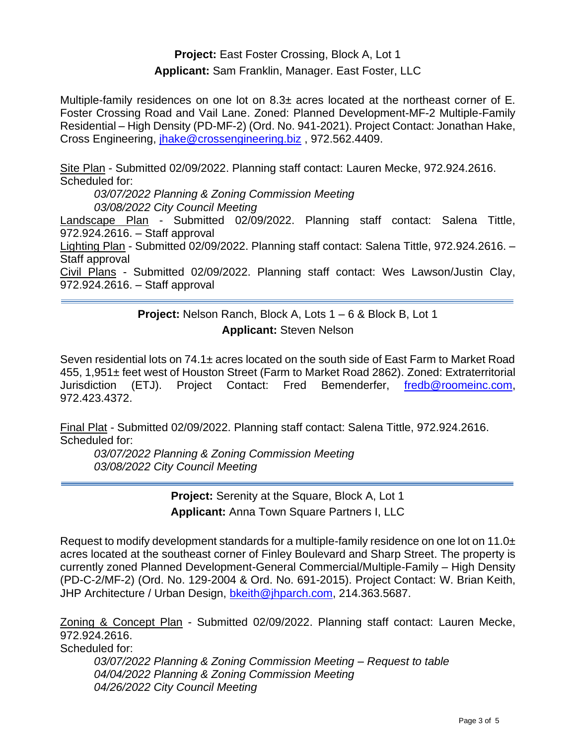**Project:** East Foster Crossing, Block A, Lot 1
**Applicant:** Sam Franklin, Manager. East Foster, LLC

Multiple-family residences on one lot on 8.3± acres located at the northeast corner of E. Foster Crossing Road and Vail Lane. Zoned: Planned Development-MF-2 Multiple-Family Residential – High Density (PD-MF-2) (Ord. No. 941-2021). Project Contact: Jonathan Hake, Cross Engineering, jhake@crossengineering.biz , 972.562.4409.

Site Plan - Submitted 02/09/2022. Planning staff contact: Lauren Mecke, 972.924.2616. Scheduled for:

*03/07/2022 Planning & Zoning Commission Meeting*
*03/08/2022 City Council Meeting*

Landscape Plan - Submitted 02/09/2022. Planning staff contact: Salena Tittle, 972.924.2616. – Staff approval

Lighting Plan - Submitted 02/09/2022. Planning staff contact: Salena Tittle, 972.924.2616. – Staff approval

Civil Plans - Submitted 02/09/2022. Planning staff contact: Wes Lawson/Justin Clay, 972.924.2616. – Staff approval

---

**Project:** Nelson Ranch, Block A, Lots 1 – 6 & Block B, Lot 1
**Applicant:** Steven Nelson

Seven residential lots on 74.1± acres located on the south side of East Farm to Market Road 455, 1,951± feet west of Houston Street (Farm to Market Road 2862). Zoned: Extraterritorial Jurisdiction (ETJ). Project Contact: Fred Bemenderfer, fredb@roomeinc.com, 972.423.4372.

Final Plat - Submitted 02/09/2022. Planning staff contact: Salena Tittle, 972.924.2616. Scheduled for:

*03/07/2022 Planning & Zoning Commission Meeting*
*03/08/2022 City Council Meeting*

---

**Project:** Serenity at the Square, Block A, Lot 1
**Applicant:** Anna Town Square Partners I, LLC

Request to modify development standards for a multiple-family residence on one lot on 11.0± acres located at the southeast corner of Finley Boulevard and Sharp Street. The property is currently zoned Planned Development-General Commercial/Multiple-Family – High Density (PD-C-2/MF-2) (Ord. No. 129-2004 & Ord. No. 691-2015). Project Contact: W. Brian Keith, JHP Architecture / Urban Design, bkeith@jhparch.com, 214.363.5687.

Zoning & Concept Plan - Submitted 02/09/2022. Planning staff contact: Lauren Mecke, 972.924.2616.
Scheduled for:

*03/07/2022 Planning & Zoning Commission Meeting – Request to table*
*04/04/2022 Planning & Zoning Commission Meeting*
*04/26/2022 City Council Meeting*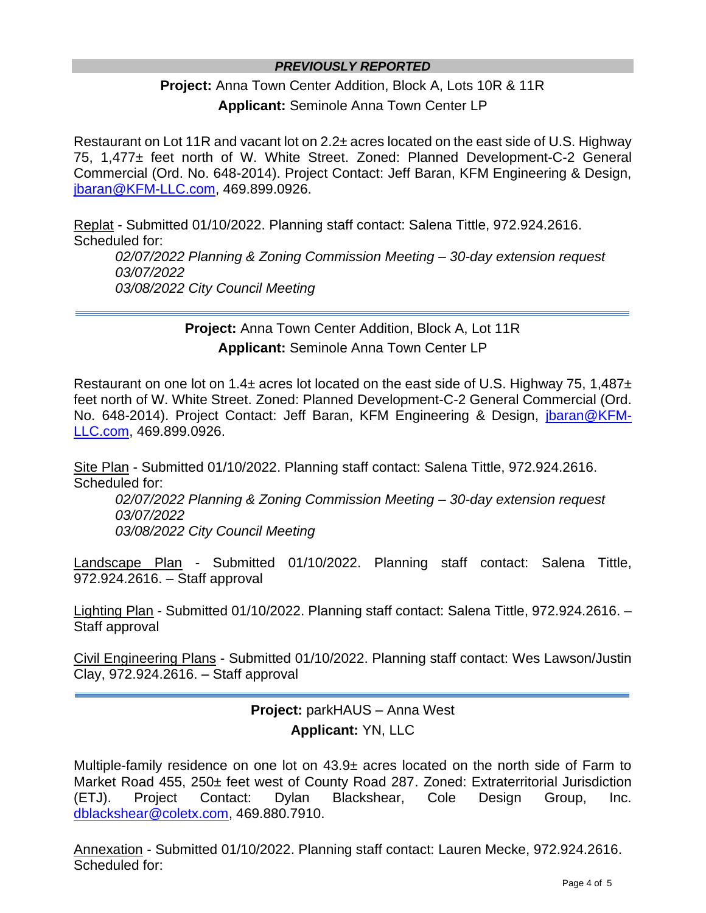**_PREVIOUSLY REPORTED_**

**Project:** Anna Town Center Addition, Block A, Lots 10R & 11R
**Applicant:** Seminole Anna Town Center LP

Restaurant on Lot 11R and vacant lot on 2.2± acres located on the east side of U.S. Highway 75, 1,477± feet north of W. White Street. Zoned: Planned Development-C-2 General Commercial (Ord. No. 648-2014). Project Contact: Jeff Baran, KFM Engineering & Design, jbaran@KFM-LLC.com, 469.899.0926.

Replat - Submitted 01/10/2022. Planning staff contact: Salena Tittle, 972.924.2616. Scheduled for:

> *02/07/2022 Planning & Zoning Commission Meeting – 30-day extension request*
> *03/07/2022*
> *03/08/2022 City Council Meeting*

---

**Project:** Anna Town Center Addition, Block A, Lot 11R
**Applicant:** Seminole Anna Town Center LP

Restaurant on one lot on 1.4± acres lot located on the east side of U.S. Highway 75, 1,487± feet north of W. White Street. Zoned: Planned Development-C-2 General Commercial (Ord. No. 648-2014). Project Contact: Jeff Baran, KFM Engineering & Design, jbaran@KFM-LLC.com, 469.899.0926.

Site Plan - Submitted 01/10/2022. Planning staff contact: Salena Tittle, 972.924.2616. Scheduled for:

> *02/07/2022 Planning & Zoning Commission Meeting – 30-day extension request*
> *03/07/2022*
> *03/08/2022 City Council Meeting*

Landscape Plan - Submitted 01/10/2022. Planning staff contact: Salena Tittle, 972.924.2616. – Staff approval

Lighting Plan - Submitted 01/10/2022. Planning staff contact: Salena Tittle, 972.924.2616. – Staff approval

Civil Engineering Plans - Submitted 01/10/2022. Planning staff contact: Wes Lawson/Justin Clay, 972.924.2616. – Staff approval

---

**Project:** parkHAUS – Anna West
**Applicant:** YN, LLC

Multiple-family residence on one lot on 43.9± acres located on the north side of Farm to Market Road 455, 250± feet west of County Road 287. Zoned: Extraterritorial Jurisdiction (ETJ). Project Contact: Dylan Blackshear, Cole Design Group, Inc. dblackshear@coletx.com, 469.880.7910.

Annexation - Submitted 01/10/2022. Planning staff contact: Lauren Mecke, 972.924.2616. Scheduled for: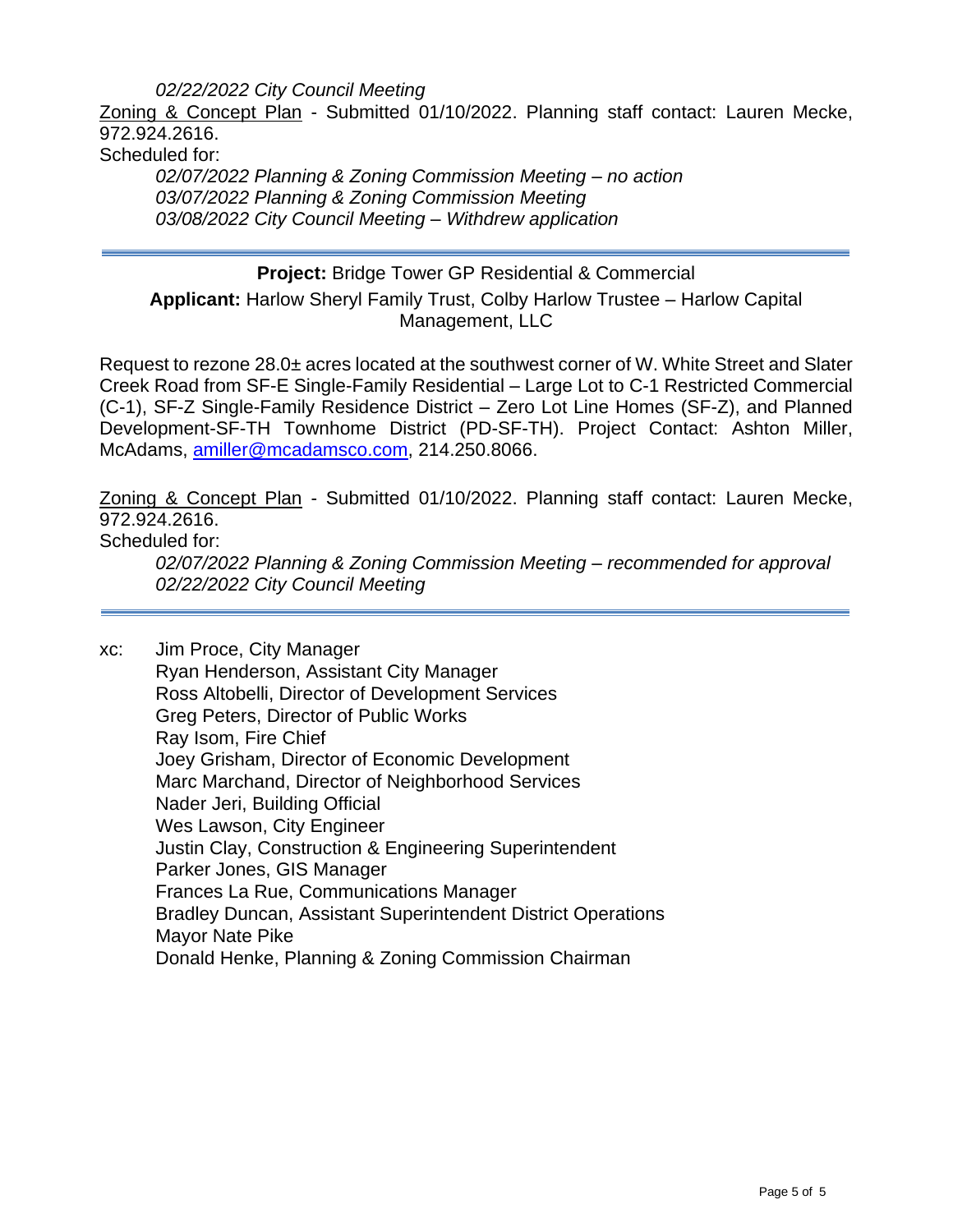*02/22/2022 City Council Meeting*

Zoning & Concept Plan - Submitted 01/10/2022. Planning staff contact: Lauren Mecke, 972.924.2616.

Scheduled for:

*02/07/2022 Planning & Zoning Commission Meeting – no action*
*03/07/2022 Planning & Zoning Commission Meeting*
*03/08/2022 City Council Meeting – Withdrew application*

---

**Project:** Bridge Tower GP Residential & Commercial

**Applicant:** Harlow Sheryl Family Trust, Colby Harlow Trustee – Harlow Capital Management, LLC

Request to rezone 28.0± acres located at the southwest corner of W. White Street and Slater Creek Road from SF-E Single-Family Residential – Large Lot to C-1 Restricted Commercial (C-1), SF-Z Single-Family Residence District – Zero Lot Line Homes (SF-Z), and Planned Development-SF-TH Townhome District (PD-SF-TH). Project Contact: Ashton Miller, McAdams, amiller@mcadamsco.com, 214.250.8066.

Zoning & Concept Plan - Submitted 01/10/2022. Planning staff contact: Lauren Mecke, 972.924.2616.

Scheduled for:

*02/07/2022 Planning & Zoning Commission Meeting – recommended for approval*
*02/22/2022 City Council Meeting*

---

xc: Jim Proce, City Manager
Ryan Henderson, Assistant City Manager
Ross Altobelli, Director of Development Services
Greg Peters, Director of Public Works
Ray Isom, Fire Chief
Joey Grisham, Director of Economic Development
Marc Marchand, Director of Neighborhood Services
Nader Jeri, Building Official
Wes Lawson, City Engineer
Justin Clay, Construction & Engineering Superintendent
Parker Jones, GIS Manager
Frances La Rue, Communications Manager
Bradley Duncan, Assistant Superintendent District Operations
Mayor Nate Pike
Donald Henke, Planning & Zoning Commission Chairman